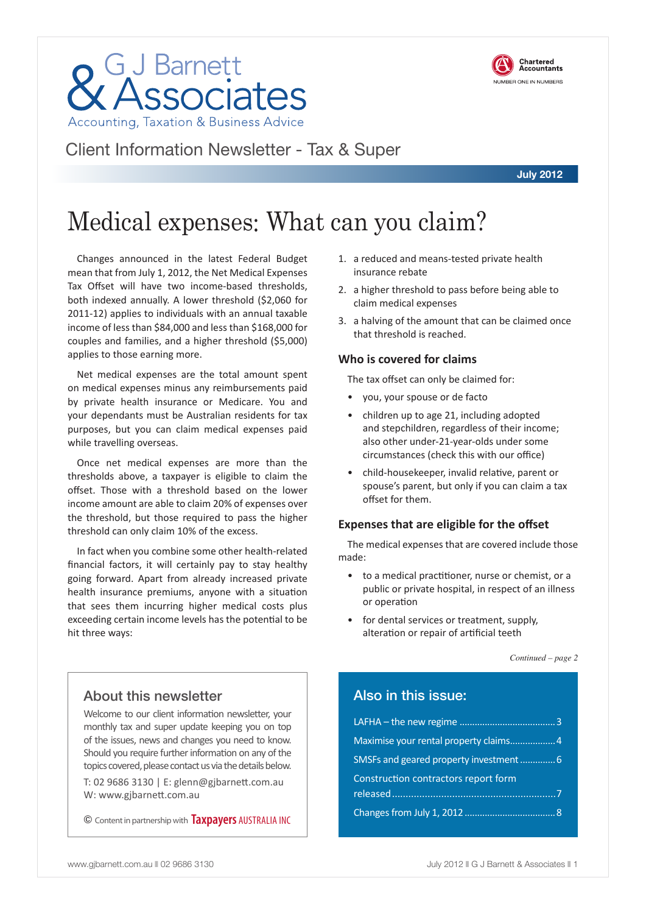# G J Barnett & Associates

Accounting, Taxation & Business Advice

Chartered Accountants
NUMBER ONE IN NUMBERS

Client Information Newsletter - Tax & Super

**July 2012**

# Medical expenses: What can you claim?

Changes announced in the latest Federal Budget mean that from July 1, 2012, the Net Medical Expenses Tax Offset will have two income-based thresholds, both indexed annually. A lower threshold ($2,060 for 2011-12) applies to individuals with an annual taxable income of less than $84,000 and less than $168,000 for couples and families, and a higher threshold ($5,000) applies to those earning more.

Net medical expenses are the total amount spent on medical expenses minus any reimbursements paid by private health insurance or Medicare. You and your dependants must be Australian residents for tax purposes, but you can claim medical expenses paid while travelling overseas.

Once net medical expenses are more than the thresholds above, a taxpayer is eligible to claim the offset. Those with a threshold based on the lower income amount are able to claim 20% of expenses over the threshold, but those required to pass the higher threshold can only claim 10% of the excess.

In fact when you combine some other health-related financial factors, it will certainly pay to stay healthy going forward. Apart from already increased private health insurance premiums, anyone with a situation that sees them incurring higher medical costs plus exceeding certain income levels has the potential to be hit three ways:

1. a reduced and means-tested private health insurance rebate
2. a higher threshold to pass before being able to claim medical expenses
3. a halving of the amount that can be claimed once that threshold is reached.

### Who is covered for claims

The tax offset can only be claimed for:

- you, your spouse or de facto
- children up to age 21, including adopted and stepchildren, regardless of their income; also other under-21-year-olds under some circumstances (check this with our office)
- child-housekeeper, invalid relative, parent or spouse's parent, but only if you can claim a tax offset for them.

### Expenses that are eligible for the offset

The medical expenses that are covered include those made:

- to a medical practitioner, nurse or chemist, or a public or private hospital, in respect of an illness or operation
- for dental services or treatment, supply, alteration or repair of artificial teeth

*Continued – page 2*

## About this newsletter

Welcome to our client information newsletter, your monthly tax and super update keeping you on top of the issues, news and changes you need to know. Should you require further information on any of the topics covered, please contact us via the details below.

T: 02 9686 3130 | E: glenn@gjbarnett.com.au
W: www.gjbarnett.com.au

© Content in partnership with Taxpayers AUSTRALIA INC

## Also in this issue:

- LAFHA – the new regime .......... 3
- Maximise your rental property claims.......... 4
- SMSFs and geared property investment .......... 6
- Construction contractors report form released .......... 7
- Changes from July 1, 2012 .......... 8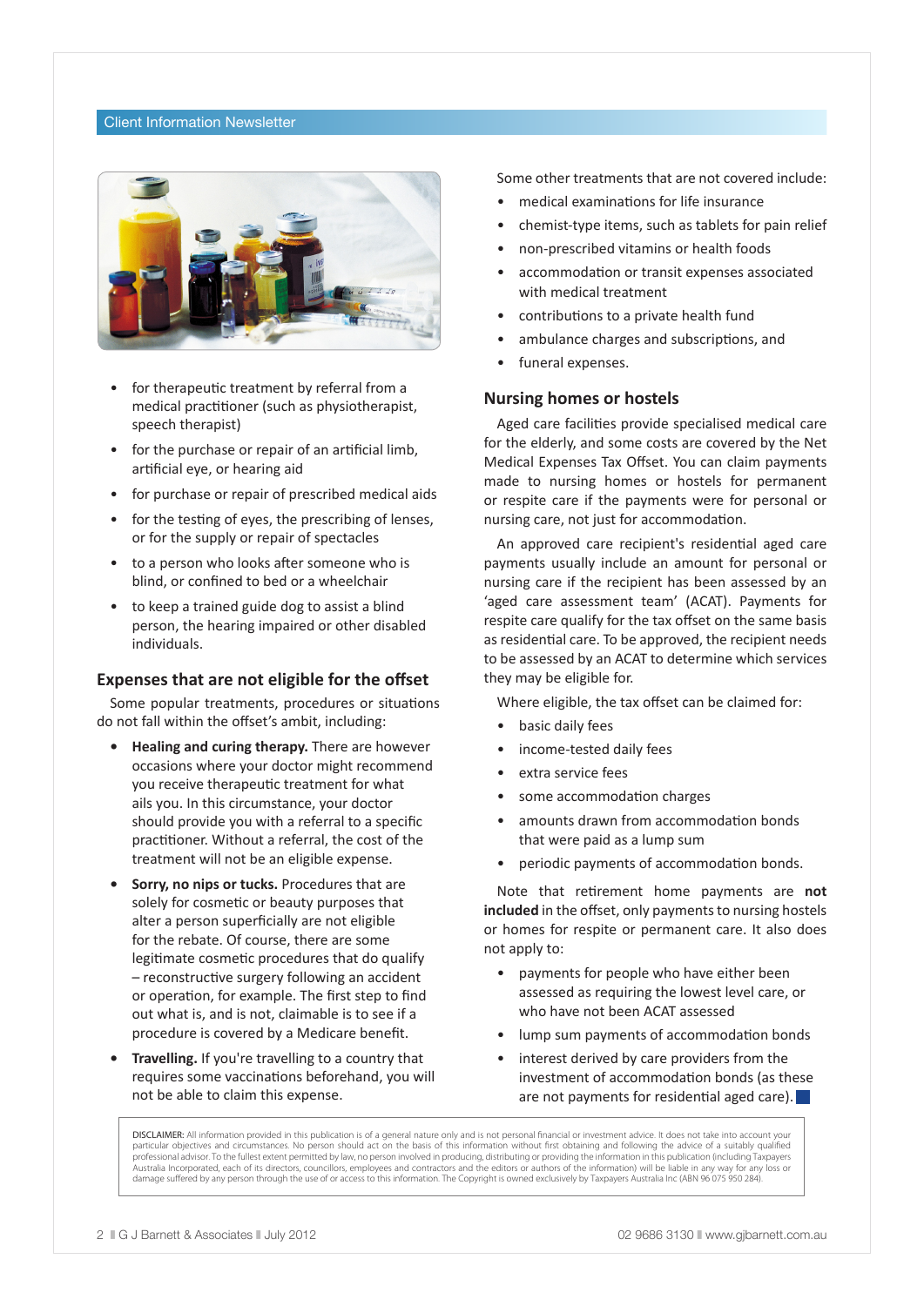- for therapeutic treatment by referral from a medical practitioner (such as physiotherapist, speech therapist)
- for the purchase or repair of an artificial limb, artificial eye, or hearing aid
- for purchase or repair of prescribed medical aids
- for the testing of eyes, the prescribing of lenses, or for the supply or repair of spectacles
- to a person who looks after someone who is blind, or confined to bed or a wheelchair
- to keep a trained guide dog to assist a blind person, the hearing impaired or other disabled individuals.

## Expenses that are not eligible for the offset

Some popular treatments, procedures or situations do not fall within the offset's ambit, including:

- **Healing and curing therapy.** There are however occasions where your doctor might recommend you receive therapeutic treatment for what ails you. In this circumstance, your doctor should provide you with a referral to a specific practitioner. Without a referral, the cost of the treatment will not be an eligible expense.
- **Sorry, no nips or tucks.** Procedures that are solely for cosmetic or beauty purposes that alter a person superficially are not eligible for the rebate. Of course, there are some legitimate cosmetic procedures that do qualify – reconstructive surgery following an accident or operation, for example. The first step to find out what is, and is not, claimable is to see if a procedure is covered by a Medicare benefit.
- **Travelling.** If you're travelling to a country that requires some vaccinations beforehand, you will not be able to claim this expense.

Some other treatments that are not covered include:

- medical examinations for life insurance
- chemist-type items, such as tablets for pain relief
- non-prescribed vitamins or health foods
- accommodation or transit expenses associated with medical treatment
- contributions to a private health fund
- ambulance charges and subscriptions, and
- funeral expenses.

## Nursing homes or hostels

Aged care facilities provide specialised medical care for the elderly, and some costs are covered by the Net Medical Expenses Tax Offset. You can claim payments made to nursing homes or hostels for permanent or respite care if the payments were for personal or nursing care, not just for accommodation.

An approved care recipient's residential aged care payments usually include an amount for personal or nursing care if the recipient has been assessed by an 'aged care assessment team' (ACAT). Payments for respite care qualify for the tax offset on the same basis as residential care. To be approved, the recipient needs to be assessed by an ACAT to determine which services they may be eligible for.

Where eligible, the tax offset can be claimed for:

- basic daily fees
- income-tested daily fees
- extra service fees
- some accommodation charges
- amounts drawn from accommodation bonds that were paid as a lump sum
- periodic payments of accommodation bonds.

Note that retirement home payments are **not included** in the offset, only payments to nursing hostels or homes for respite or permanent care. It also does not apply to:

- payments for people who have either been assessed as requiring the lowest level care, or who have not been ACAT assessed
- lump sum payments of accommodation bonds
- interest derived by care providers from the investment of accommodation bonds (as these are not payments for residential aged care).

DISCLAIMER: All information provided in this publication is of a general nature only and is not personal financial or investment advice. It does not take into account your particular objectives and circumstances. No person should act on the basis of this information without first obtaining and following the advice of a suitably qualified professional advisor. To the fullest extent permitted by law, no person involved in producing, distributing or providing the information in this publication (including Taxpayers Australia Incorporated, each of its directors, councillors, employees and contractors and the editors or authors of the information) will be liable in any way for any loss or damage suffered by any person through the use of or access to this information. The Copyright is owned exclusively by Taxpayers Australia Inc (ABN 96 075 950 284).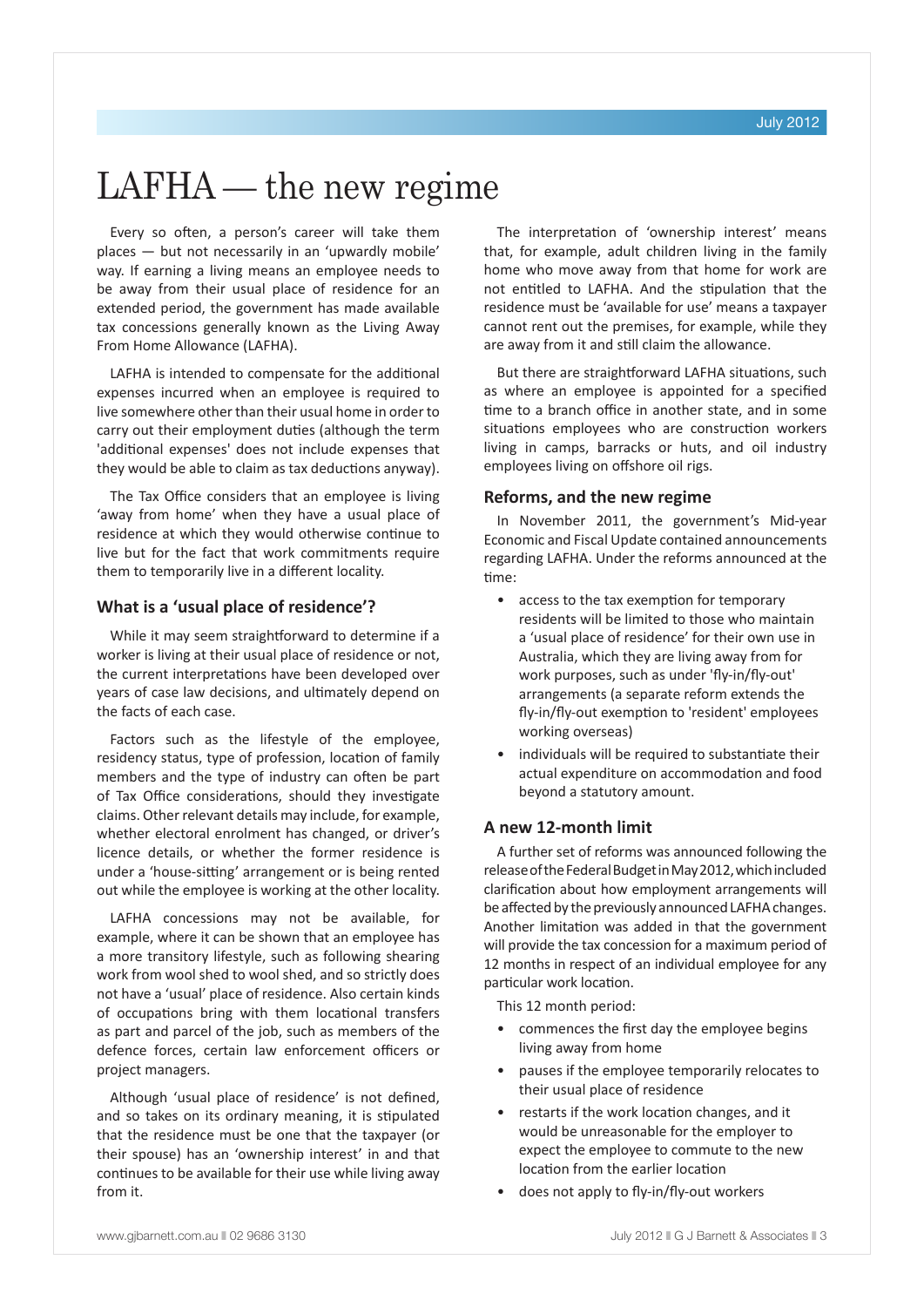# LAFHA — the new regime

Every so often, a person's career will take them places — but not necessarily in an 'upwardly mobile' way. If earning a living means an employee needs to be away from their usual place of residence for an extended period, the government has made available tax concessions generally known as the Living Away From Home Allowance (LAFHA).

LAFHA is intended to compensate for the additional expenses incurred when an employee is required to live somewhere other than their usual home in order to carry out their employment duties (although the term 'additional expenses' does not include expenses that they would be able to claim as tax deductions anyway).

The Tax Office considers that an employee is living 'away from home' when they have a usual place of residence at which they would otherwise continue to live but for the fact that work commitments require them to temporarily live in a different locality.

### What is a 'usual place of residence'?

While it may seem straightforward to determine if a worker is living at their usual place of residence or not, the current interpretations have been developed over years of case law decisions, and ultimately depend on the facts of each case.

Factors such as the lifestyle of the employee, residency status, type of profession, location of family members and the type of industry can often be part of Tax Office considerations, should they investigate claims. Other relevant details may include, for example, whether electoral enrolment has changed, or driver's licence details, or whether the former residence is under a 'house-sitting' arrangement or is being rented out while the employee is working at the other locality.

LAFHA concessions may not be available, for example, where it can be shown that an employee has a more transitory lifestyle, such as following shearing work from wool shed to wool shed, and so strictly does not have a 'usual' place of residence. Also certain kinds of occupations bring with them locational transfers as part and parcel of the job, such as members of the defence forces, certain law enforcement officers or project managers.

Although 'usual place of residence' is not defined, and so takes on its ordinary meaning, it is stipulated that the residence must be one that the taxpayer (or their spouse) has an 'ownership interest' in and that continues to be available for their use while living away from it.

The interpretation of 'ownership interest' means that, for example, adult children living in the family home who move away from that home for work are not entitled to LAFHA. And the stipulation that the residence must be 'available for use' means a taxpayer cannot rent out the premises, for example, while they are away from it and still claim the allowance.

But there are straightforward LAFHA situations, such as where an employee is appointed for a specified time to a branch office in another state, and in some situations employees who are construction workers living in camps, barracks or huts, and oil industry employees living on offshore oil rigs.

### Reforms, and the new regime

In November 2011, the government's Mid-year Economic and Fiscal Update contained announcements regarding LAFHA. Under the reforms announced at the time:

- access to the tax exemption for temporary residents will be limited to those who maintain a 'usual place of residence' for their own use in Australia, which they are living away from for work purposes, such as under 'fly-in/fly-out' arrangements (a separate reform extends the fly-in/fly-out exemption to 'resident' employees working overseas)
- individuals will be required to substantiate their actual expenditure on accommodation and food beyond a statutory amount.

### A new 12-month limit

A further set of reforms was announced following the release of the Federal Budget in May 2012, which included clarification about how employment arrangements will be affected by the previously announced LAFHA changes. Another limitation was added in that the government will provide the tax concession for a maximum period of 12 months in respect of an individual employee for any particular work location.

This 12 month period:

- commences the first day the employee begins living away from home
- pauses if the employee temporarily relocates to their usual place of residence
- restarts if the work location changes, and it would be unreasonable for the employer to expect the employee to commute to the new location from the earlier location
- does not apply to fly-in/fly-out workers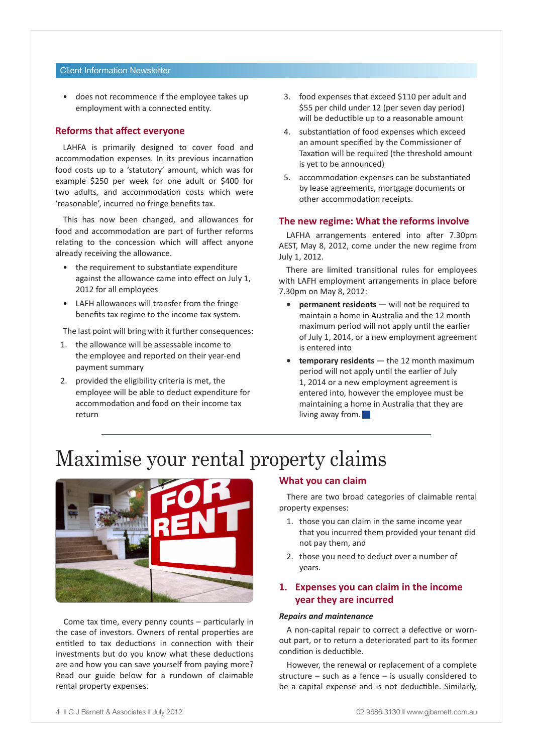- does not recommence if the employee takes up employment with a connected entity.

### Reforms that affect everyone

LAHFA is primarily designed to cover food and accommodation expenses. In its previous incarnation food costs up to a 'statutory' amount, which was for example $250 per week for one adult or $400 for two adults, and accommodation costs which were 'reasonable', incurred no fringe benefits tax.

This has now been changed, and allowances for food and accommodation are part of further reforms relating to the concession which will affect anyone already receiving the allowance.

- the requirement to substantiate expenditure against the allowance came into effect on July 1, 2012 for all employees
- LAFH allowances will transfer from the fringe benefits tax regime to the income tax system.

The last point will bring with it further consequences:

1. the allowance will be assessable income to the employee and reported on their year-end payment summary
2. provided the eligibility criteria is met, the employee will be able to deduct expenditure for accommodation and food on their income tax return
3. food expenses that exceed $110 per adult and $55 per child under 12 (per seven day period) will be deductible up to a reasonable amount
4. substantiation of food expenses which exceed an amount specified by the Commissioner of Taxation will be required (the threshold amount is yet to be announced)
5. accommodation expenses can be substantiated by lease agreements, mortgage documents or other accommodation receipts.

### The new regime: What the reforms involve

LAFHA arrangements entered into after 7.30pm AEST, May 8, 2012, come under the new regime from July 1, 2012.

There are limited transitional rules for employees with LAFH employment arrangements in place before 7.30pm on May 8, 2012:

- **permanent residents** — will not be required to maintain a home in Australia and the 12 month maximum period will not apply until the earlier of July 1, 2014, or a new employment agreement is entered into
- **temporary residents** — the 12 month maximum period will not apply until the earlier of July 1, 2014 or a new employment agreement is entered into, however the employee must be maintaining a home in Australia that they are living away from.

# Maximise your rental property claims

Come tax time, every penny counts – particularly in the case of investors. Owners of rental properties are entitled to tax deductions in connection with their investments but do you know what these deductions are and how you can save yourself from paying more? Read our guide below for a rundown of claimable rental property expenses.

### What you can claim

There are two broad categories of claimable rental property expenses:

1. those you can claim in the same income year that you incurred them provided your tenant did not pay them, and
2. those you need to deduct over a number of years.

### 1. Expenses you can claim in the income year they are incurred

***Repairs and maintenance***

A non-capital repair to correct a defective or worn-out part, or to return a deteriorated part to its former condition is deductible.

However, the renewal or replacement of a complete structure – such as a fence – is usually considered to be a capital expense and is not deductible. Similarly,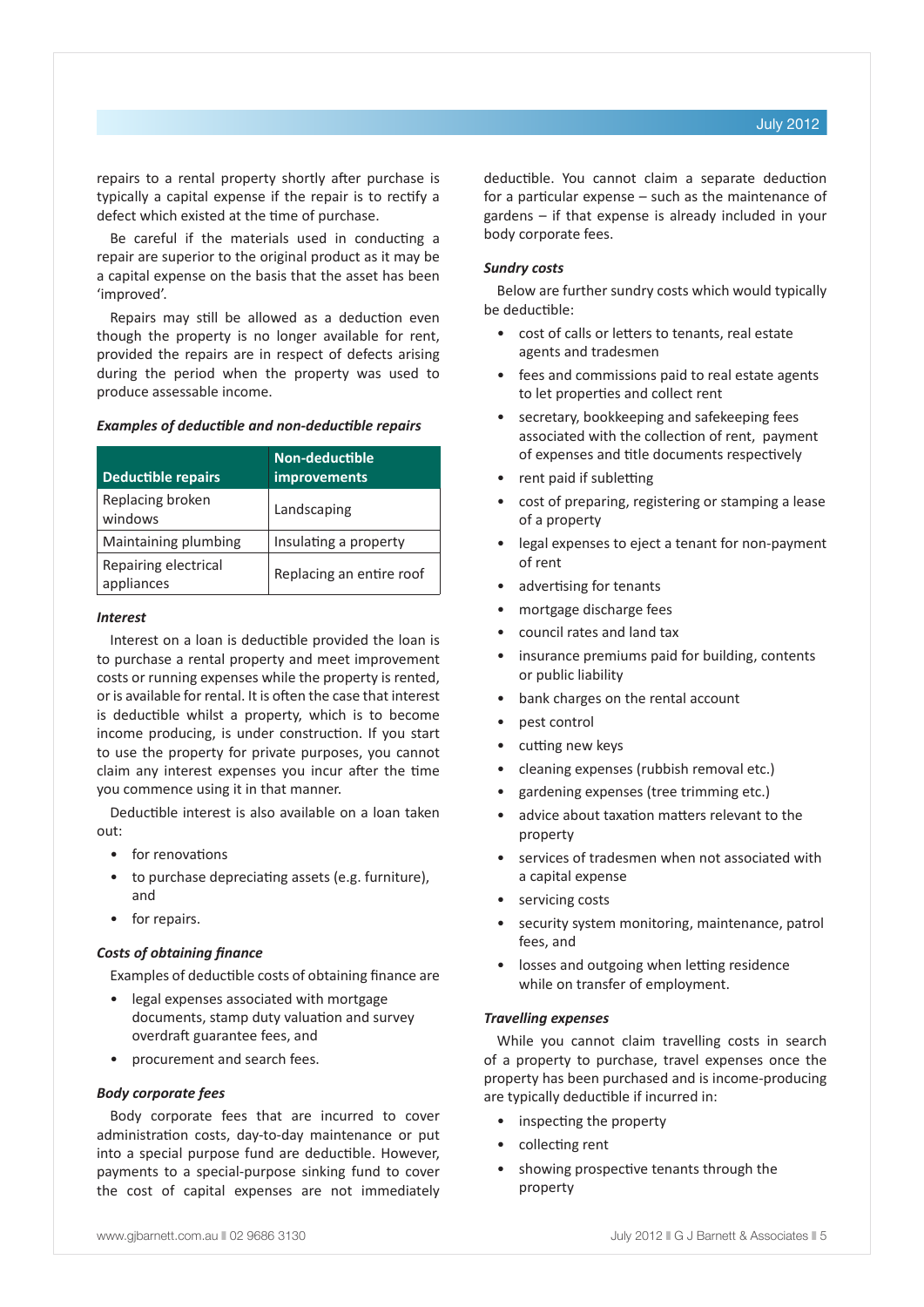repairs to a rental property shortly after purchase is typically a capital expense if the repair is to rectify a defect which existed at the time of purchase.

Be careful if the materials used in conducting a repair are superior to the original product as it may be a capital expense on the basis that the asset has been 'improved'.

Repairs may still be allowed as a deduction even though the property is no longer available for rent, provided the repairs are in respect of defects arising during the period when the property was used to produce assessable income.

***Examples of deductible and non-deductible repairs***

| Deductible repairs | Non-deductible improvements |
| --- | --- |
| Replacing broken windows | Landscaping |
| Maintaining plumbing | Insulating a property |
| Repairing electrical appliances | Replacing an entire roof |

***Interest***

Interest on a loan is deductible provided the loan is to purchase a rental property and meet improvement costs or running expenses while the property is rented, or is available for rental. It is often the case that interest is deductible whilst a property, which is to become income producing, is under construction. If you start to use the property for private purposes, you cannot claim any interest expenses you incur after the time you commence using it in that manner.

Deductible interest is also available on a loan taken out:

- for renovations
- to purchase depreciating assets (e.g. furniture), and
- for repairs.

***Costs of obtaining finance***

Examples of deductible costs of obtaining finance are

- legal expenses associated with mortgage documents, stamp duty valuation and survey overdraft guarantee fees, and
- procurement and search fees.

***Body corporate fees***

Body corporate fees that are incurred to cover administration costs, day-to-day maintenance or put into a special purpose fund are deductible. However, payments to a special-purpose sinking fund to cover the cost of capital expenses are not immediately deductible. You cannot claim a separate deduction for a particular expense – such as the maintenance of gardens – if that expense is already included in your body corporate fees.

***Sundry costs***

Below are further sundry costs which would typically be deductible:

- cost of calls or letters to tenants, real estate agents and tradesmen
- fees and commissions paid to real estate agents to let properties and collect rent
- secretary, bookkeeping and safekeeping fees associated with the collection of rent, payment of expenses and title documents respectively
- rent paid if subletting
- cost of preparing, registering or stamping a lease of a property
- legal expenses to eject a tenant for non-payment of rent
- advertising for tenants
- mortgage discharge fees
- council rates and land tax
- insurance premiums paid for building, contents or public liability
- bank charges on the rental account
- pest control
- cutting new keys
- cleaning expenses (rubbish removal etc.)
- gardening expenses (tree trimming etc.)
- advice about taxation matters relevant to the property
- services of tradesmen when not associated with a capital expense
- servicing costs
- security system monitoring, maintenance, patrol fees, and
- losses and outgoing when letting residence while on transfer of employment.

***Travelling expenses***

While you cannot claim travelling costs in search of a property to purchase, travel expenses once the property has been purchased and is income-producing are typically deductible if incurred in:

- inspecting the property
- collecting rent
- showing prospective tenants through the property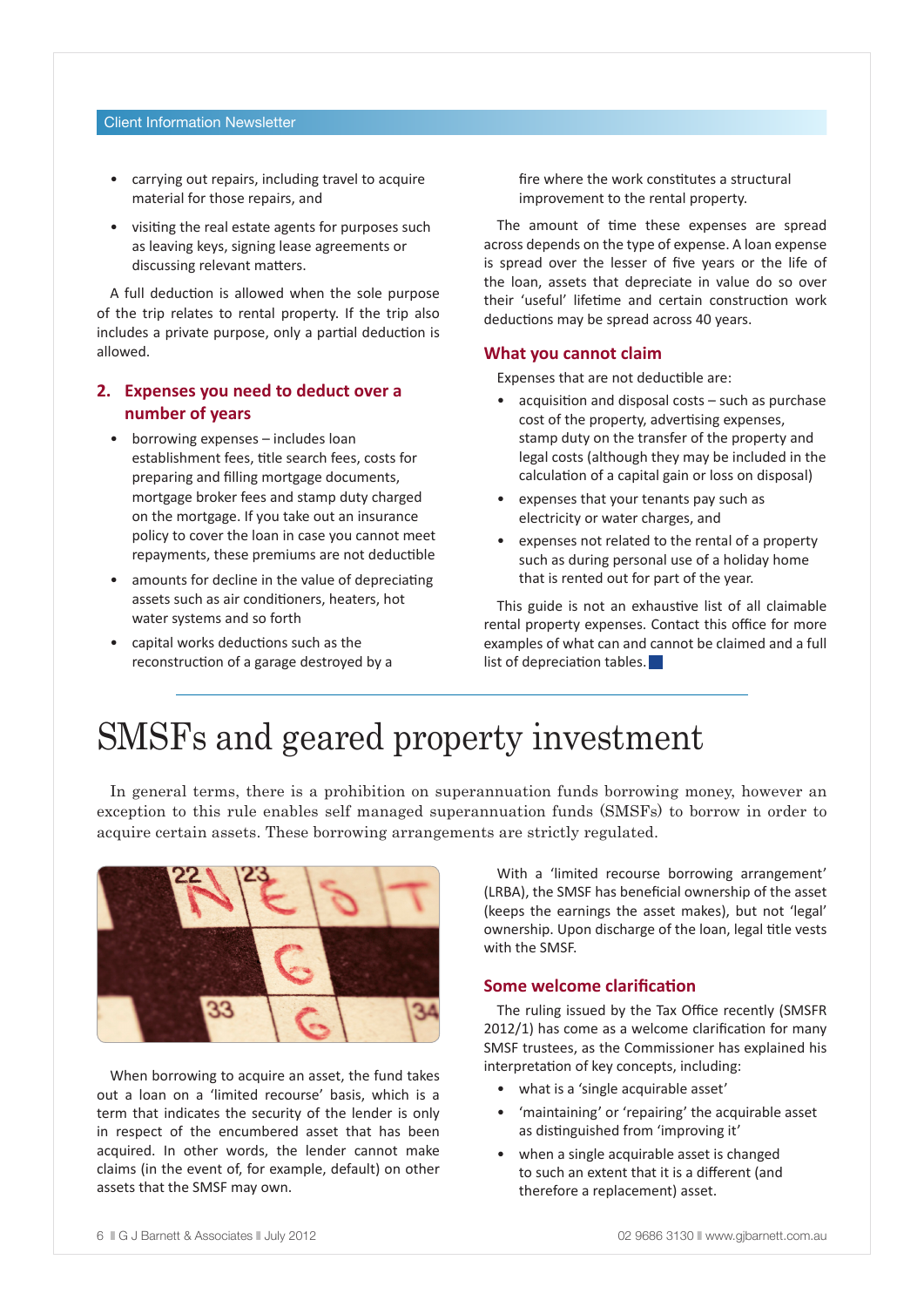- carrying out repairs, including travel to acquire material for those repairs, and
- visiting the real estate agents for purposes such as leaving keys, signing lease agreements or discussing relevant matters.

A full deduction is allowed when the sole purpose of the trip relates to rental property. If the trip also includes a private purpose, only a partial deduction is allowed.

### 2. Expenses you need to deduct over a number of years

- borrowing expenses – includes loan establishment fees, title search fees, costs for preparing and filling mortgage documents, mortgage broker fees and stamp duty charged on the mortgage. If you take out an insurance policy to cover the loan in case you cannot meet repayments, these premiums are not deductible
- amounts for decline in the value of depreciating assets such as air conditioners, heaters, hot water systems and so forth
- capital works deductions such as the reconstruction of a garage destroyed by a fire where the work constitutes a structural improvement to the rental property.

The amount of time these expenses are spread across depends on the type of expense. A loan expense is spread over the lesser of five years or the life of the loan, assets that depreciate in value do so over their 'useful' lifetime and certain construction work deductions may be spread across 40 years.

### What you cannot claim

Expenses that are not deductible are:

- acquisition and disposal costs – such as purchase cost of the property, advertising expenses, stamp duty on the transfer of the property and legal costs (although they may be included in the calculation of a capital gain or loss on disposal)
- expenses that your tenants pay such as electricity or water charges, and
- expenses not related to the rental of a property such as during personal use of a holiday home that is rented out for part of the year.

This guide is not an exhaustive list of all claimable rental property expenses. Contact this office for more examples of what can and cannot be claimed and a full list of depreciation tables.

# SMSFs and geared property investment

In general terms, there is a prohibition on superannuation funds borrowing money, however an exception to this rule enables self managed superannuation funds (SMSFs) to borrow in order to acquire certain assets. These borrowing arrangements are strictly regulated.

When borrowing to acquire an asset, the fund takes out a loan on a 'limited recourse' basis, which is a term that indicates the security of the lender is only in respect of the encumbered asset that has been acquired. In other words, the lender cannot make claims (in the event of, for example, default) on other assets that the SMSF may own.

With a 'limited recourse borrowing arrangement' (LRBA), the SMSF has beneficial ownership of the asset (keeps the earnings the asset makes), but not 'legal' ownership. Upon discharge of the loan, legal title vests with the SMSF.

### Some welcome clarification

The ruling issued by the Tax Office recently (SMSFR 2012/1) has come as a welcome clarification for many SMSF trustees, as the Commissioner has explained his interpretation of key concepts, including:

- what is a 'single acquirable asset'
- 'maintaining' or 'repairing' the acquirable asset as distinguished from 'improving it'
- when a single acquirable asset is changed to such an extent that it is a different (and therefore a replacement) asset.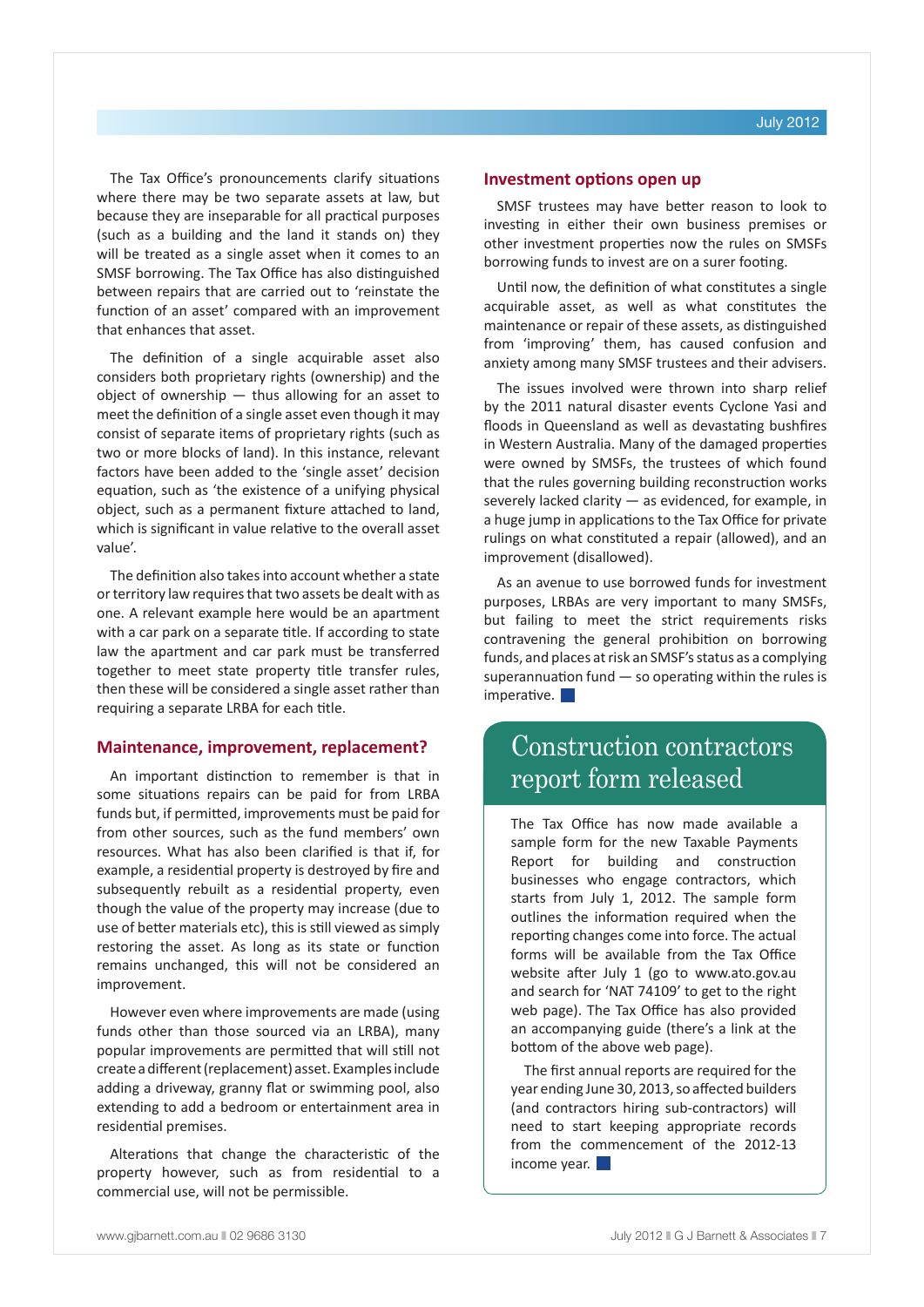The Tax Office's pronouncements clarify situations where there may be two separate assets at law, but because they are inseparable for all practical purposes (such as a building and the land it stands on) they will be treated as a single asset when it comes to an SMSF borrowing. The Tax Office has also distinguished between repairs that are carried out to 'reinstate the function of an asset' compared with an improvement that enhances that asset.

The definition of a single acquirable asset also considers both proprietary rights (ownership) and the object of ownership — thus allowing for an asset to meet the definition of a single asset even though it may consist of separate items of proprietary rights (such as two or more blocks of land). In this instance, relevant factors have been added to the 'single asset' decision equation, such as 'the existence of a unifying physical object, such as a permanent fixture attached to land, which is significant in value relative to the overall asset value'.

The definition also takes into account whether a state or territory law requires that two assets be dealt with as one. A relevant example here would be an apartment with a car park on a separate title. If according to state law the apartment and car park must be transferred together to meet state property title transfer rules, then these will be considered a single asset rather than requiring a separate LRBA for each title.

### Maintenance, improvement, replacement?

An important distinction to remember is that in some situations repairs can be paid for from LRBA funds but, if permitted, improvements must be paid for from other sources, such as the fund members' own resources. What has also been clarified is that if, for example, a residential property is destroyed by fire and subsequently rebuilt as a residential property, even though the value of the property may increase (due to use of better materials etc), this is still viewed as simply restoring the asset. As long as its state or function remains unchanged, this will not be considered an improvement.

However even where improvements are made (using funds other than those sourced via an LRBA), many popular improvements are permitted that will still not create a different (replacement) asset. Examples include adding a driveway, granny flat or swimming pool, also extending to add a bedroom or entertainment area in residential premises.

Alterations that change the characteristic of the property however, such as from residential to a commercial use, will not be permissible.

### Investment options open up

SMSF trustees may have better reason to look to investing in either their own business premises or other investment properties now the rules on SMSFs borrowing funds to invest are on a surer footing.

Until now, the definition of what constitutes a single acquirable asset, as well as what constitutes the maintenance or repair of these assets, as distinguished from 'improving' them, has caused confusion and anxiety among many SMSF trustees and their advisers.

The issues involved were thrown into sharp relief by the 2011 natural disaster events Cyclone Yasi and floods in Queensland as well as devastating bushfires in Western Australia. Many of the damaged properties were owned by SMSFs, the trustees of which found that the rules governing building reconstruction works severely lacked clarity — as evidenced, for example, in a huge jump in applications to the Tax Office for private rulings on what constituted a repair (allowed), and an improvement (disallowed).

As an avenue to use borrowed funds for investment purposes, LRBAs are very important to many SMSFs, but failing to meet the strict requirements risks contravening the general prohibition on borrowing funds, and places at risk an SMSF's status as a complying superannuation fund — so operating within the rules is imperative.

## Construction contractors report form released

The Tax Office has now made available a sample form for the new Taxable Payments Report for building and construction businesses who engage contractors, which starts from July 1, 2012. The sample form outlines the information required when the reporting changes come into force. The actual forms will be available from the Tax Office website after July 1 (go to www.ato.gov.au and search for 'NAT 74109' to get to the right web page). The Tax Office has also provided an accompanying guide (there's a link at the bottom of the above web page).

The first annual reports are required for the year ending June 30, 2013, so affected builders (and contractors hiring sub-contractors) will need to start keeping appropriate records from the commencement of the 2012-13 income year.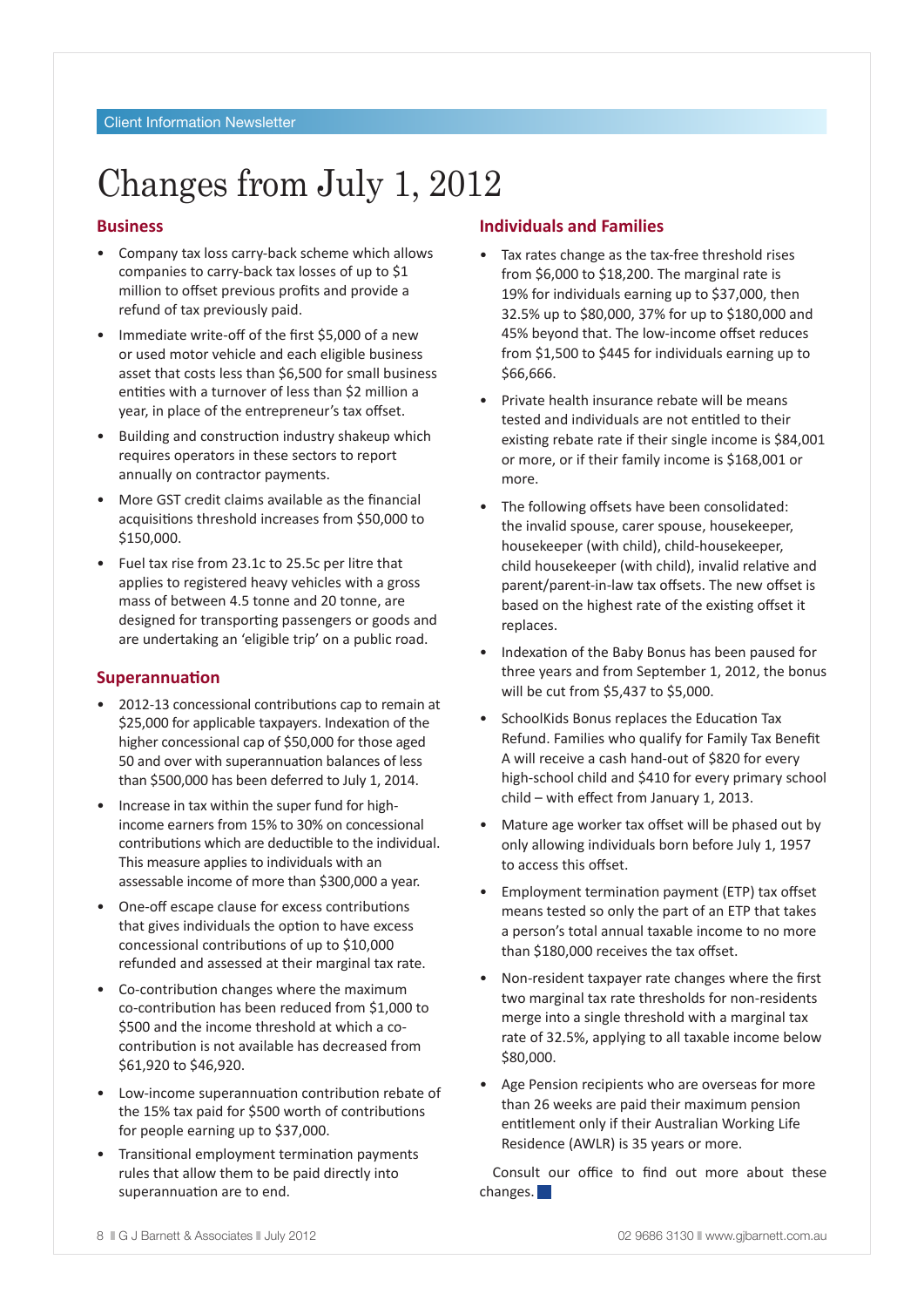Client Information Newsletter

# Changes from July 1, 2012

## Business

- Company tax loss carry-back scheme which allows companies to carry-back tax losses of up to $1 million to offset previous profits and provide a refund of tax previously paid.
- Immediate write-off of the first $5,000 of a new or used motor vehicle and each eligible business asset that costs less than $6,500 for small business entities with a turnover of less than $2 million a year, in place of the entrepreneur's tax offset.
- Building and construction industry shakeup which requires operators in these sectors to report annually on contractor payments.
- More GST credit claims available as the financial acquisitions threshold increases from $50,000 to $150,000.
- Fuel tax rise from 23.1c to 25.5c per litre that applies to registered heavy vehicles with a gross mass of between 4.5 tonne and 20 tonne, are designed for transporting passengers or goods and are undertaking an 'eligible trip' on a public road.

## Superannuation

- 2012-13 concessional contributions cap to remain at $25,000 for applicable taxpayers. Indexation of the higher concessional cap of $50,000 for those aged 50 and over with superannuation balances of less than $500,000 has been deferred to July 1, 2014.
- Increase in tax within the super fund for high-income earners from 15% to 30% on concessional contributions which are deductible to the individual. This measure applies to individuals with an assessable income of more than $300,000 a year.
- One-off escape clause for excess contributions that gives individuals the option to have excess concessional contributions of up to $10,000 refunded and assessed at their marginal tax rate.
- Co-contribution changes where the maximum co-contribution has been reduced from $1,000 to $500 and the income threshold at which a co-contribution is not available has decreased from $61,920 to $46,920.
- Low-income superannuation contribution rebate of the 15% tax paid for $500 worth of contributions for people earning up to $37,000.
- Transitional employment termination payments rules that allow them to be paid directly into superannuation are to end.

## Individuals and Families

- Tax rates change as the tax-free threshold rises from $6,000 to $18,200. The marginal rate is 19% for individuals earning up to $37,000, then 32.5% up to $80,000, 37% for up to $180,000 and 45% beyond that. The low-income offset reduces from $1,500 to $445 for individuals earning up to $66,666.
- Private health insurance rebate will be means tested and individuals are not entitled to their existing rebate rate if their single income is $84,001 or more, or if their family income is $168,001 or more.
- The following offsets have been consolidated: the invalid spouse, carer spouse, housekeeper, housekeeper (with child), child-housekeeper, child housekeeper (with child), invalid relative and parent/parent-in-law tax offsets. The new offset is based on the highest rate of the existing offset it replaces.
- Indexation of the Baby Bonus has been paused for three years and from September 1, 2012, the bonus will be cut from $5,437 to $5,000.
- SchoolKids Bonus replaces the Education Tax Refund. Families who qualify for Family Tax Benefit A will receive a cash hand-out of $820 for every high-school child and $410 for every primary school child – with effect from January 1, 2013.
- Mature age worker tax offset will be phased out by only allowing individuals born before July 1, 1957 to access this offset.
- Employment termination payment (ETP) tax offset means tested so only the part of an ETP that takes a person's total annual taxable income to no more than $180,000 receives the tax offset.
- Non-resident taxpayer rate changes where the first two marginal tax rate thresholds for non-residents merge into a single threshold with a marginal tax rate of 32.5%, applying to all taxable income below $80,000.
- Age Pension recipients who are overseas for more than 26 weeks are paid their maximum pension entitlement only if their Australian Working Life Residence (AWLR) is 35 years or more.

Consult our office to find out more about these changes.